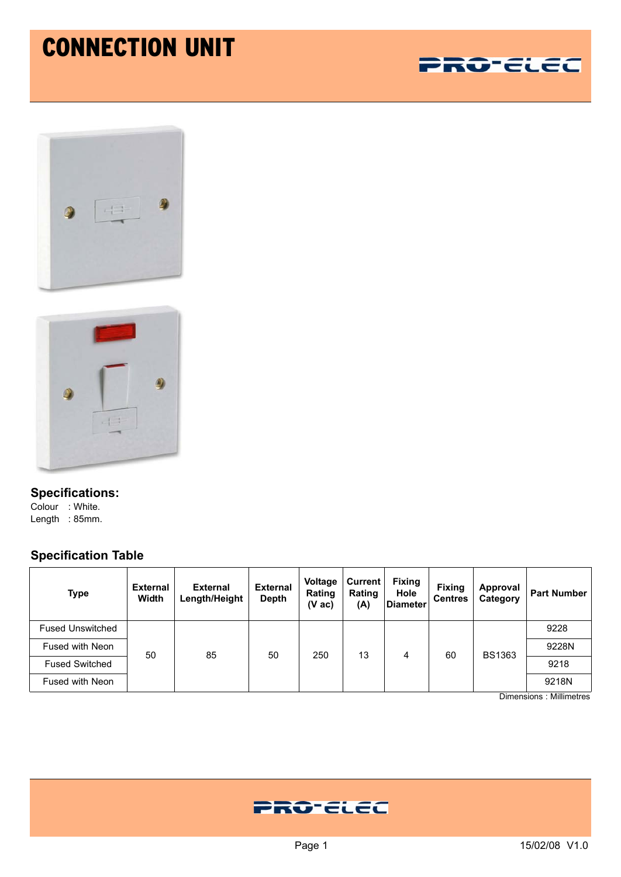# CONNECTION UNIT

PRO-ELEC

## Specifications:

Colour : White.
Length : 85mm.

## Specification Table

| Type | External Width | External Length/Height | External Depth | Voltage Rating (V ac) | Current Rating (A) | Fixing Hole Diameter | Fixing Centres | Approval Category | Part Number |
|---|---|---|---|---|---|---|---|---|---|
| Fused Unswitched | 50 | 85 | 50 | 250 | 13 | 4 | 60 | BS1363 | 9228 |
| Fused with Neon | | | | | | | | | 9228N |
| Fused Switched | | | | | | | | | 9218 |
| Fused with Neon | | | | | | | | | 9218N |

Dimensions : Millimetres

PRO-ELEC

15/02/08 V1.0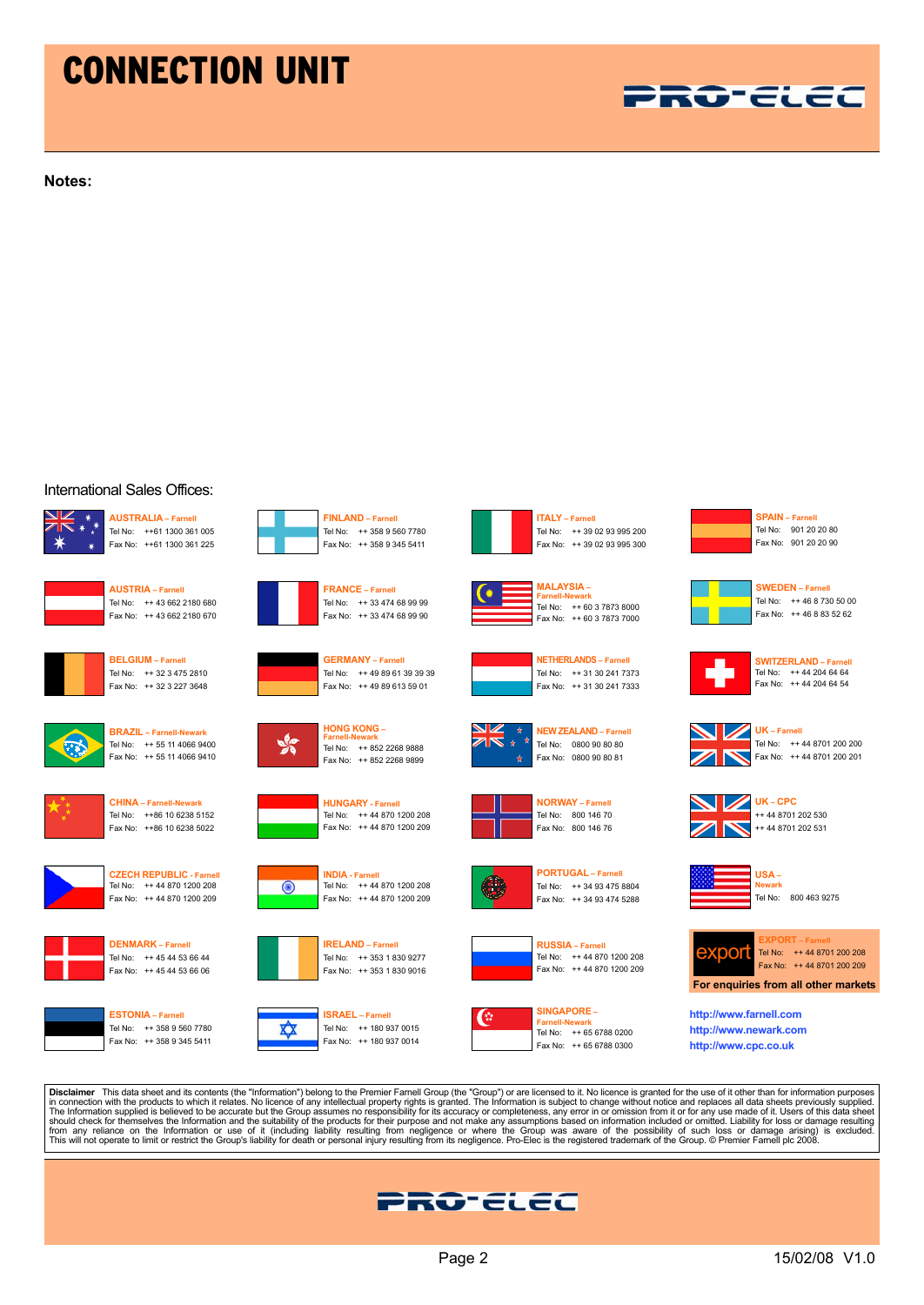# CONNECTION UNIT

**Notes:**

International Sales Offices:

**AUSTRALIA** – Farnell
Tel No: ++61 1300 361 005
Fax No: ++61 1300 361 225

**AUSTRIA** – Farnell
Tel No: ++ 43 662 2180 680
Fax No: ++ 43 662 2180 670

**BELGIUM** – Farnell
Tel No: ++ 32 3 475 2810
Fax No: ++ 32 3 227 3648

**BRAZIL** – Farnell-Newark
Tel No: ++ 55 11 4066 9400
Fax No: ++ 55 11 4066 9410

**CHINA** – Farnell-Newark
Tel No: ++86 10 6238 5152
Fax No: ++86 10 6238 5022

**CZECH REPUBLIC** – Farnell
Tel No: ++ 44 870 1200 208
Fax No: ++ 44 870 1200 209

**DENMARK** – Farnell
Tel No: ++ 45 44 53 66 44
Fax No: ++ 45 44 53 66 06

**ESTONIA** – Farnell
Tel No: ++ 358 9 560 7780
Fax No: ++ 358 9 345 5411

**FINLAND** – Farnell
Tel No: ++ 358 9 560 7780
Fax No: ++ 358 9 345 5411

**FRANCE** – Farnell
Tel No: ++ 33 474 68 99 99
Fax No: ++ 33 474 68 99 90

**GERMANY** – Farnell
Tel No: ++ 49 89 61 39 39 39
Fax No: ++ 49 89 613 59 01

**HONG KONG** – Farnell-Newark
Tel No: ++ 852 2268 9888
Fax No: ++ 852 2268 9899

**HUNGARY** – Farnell
Tel No: ++ 44 870 1200 208
Fax No: ++ 44 870 1200 209

**INDIA** – Farnell
Tel No: ++ 44 870 1200 208
Fax No: ++ 44 870 1200 209

**IRELAND** – Farnell
Tel No: ++ 353 1 830 9277
Fax No: ++ 353 1 830 9016

**ISRAEL** – Farnell
Tel No: ++ 180 937 0015
Fax No: ++ 180 937 0014

**ITALY** – Farnell
Tel No: ++ 39 02 93 995 200
Fax No: ++ 39 02 93 995 300

**MALAYSIA** – Farnell-Newark
Tel No: ++ 60 3 7873 8000
Fax No: ++ 60 3 7873 7000

**NETHERLANDS** – Farnell
Tel No: ++ 31 30 241 7373
Fax No: ++ 31 30 241 7333

**NEW ZEALAND** – Farnell
Tel No: 0800 90 80 80
Fax No: 0800 90 80 81

**NORWAY** – Farnell
Tel No: 800 146 70
Fax No: 800 146 76

**PORTUGAL** – Farnell
Tel No: ++ 34 93 475 8804
Fax No: ++ 34 93 474 5288

**RUSSIA** – Farnell
Tel No: ++ 44 870 1200 208
Fax No: ++ 44 870 1200 209

**SINGAPORE** – Farnell-Newark
Tel No: ++ 65 6788 0200
Fax No: ++ 65 6788 0300

**SPAIN** – Farnell
Tel No: 901 20 20 80
Fax No: 901 20 20 90

**SWEDEN** – Farnell
Tel No: ++ 46 8 730 50 00
Fax No: ++ 46 8 83 52 62

**SWITZERLAND** – Farnell
Tel No: ++ 44 204 64 64
Fax No: ++ 44 204 64 54

**UK** – Farnell
Tel No: ++ 44 8701 200 200
Fax No: ++ 44 8701 200 201

**UK** – CPC
++ 44 8701 202 530
++ 44 8701 202 531

**USA** – Newark
Tel No: 800 463 9275

**EXPORT** – Farnell
Tel No: ++ 44 8701 200 208
Fax No: ++ 44 8701 200 209

**For enquiries from all other markets**

http://www.farnell.com
http://www.newark.com
http://www.cpc.co.uk

**Disclaimer** This data sheet and its contents (the "Information") belong to the Premier Farnell Group (the "Group") or are licensed to it. No licence is granted for the use of it other than for information purposes in connection with the products to which it relates. No licence of any intellectual property rights is granted. The Information is subject to change without notice and replaces all data sheets previously supplied. The Information supplied is believed to be accurate but the Group assumes no responsibility for its accuracy or completeness, any error in or omission from it or for any use made of it. Users of this data sheet should check for themselves the Information and the suitability of the products for their purpose and not make any assumptions based on information included or omitted. Liability for loss or damage resulting from any reliance on the Information or use of it (including liability resulting from negligence or where the Group was aware of the possibility of such loss or damage arising) is excluded. This will not operate to limit or restrict the Group's liability for death or personal injury resulting from its negligence. Pro-Elec is the registered trademark of the Group. © Premier Farnell plc 2008.

15/02/08 V1.0